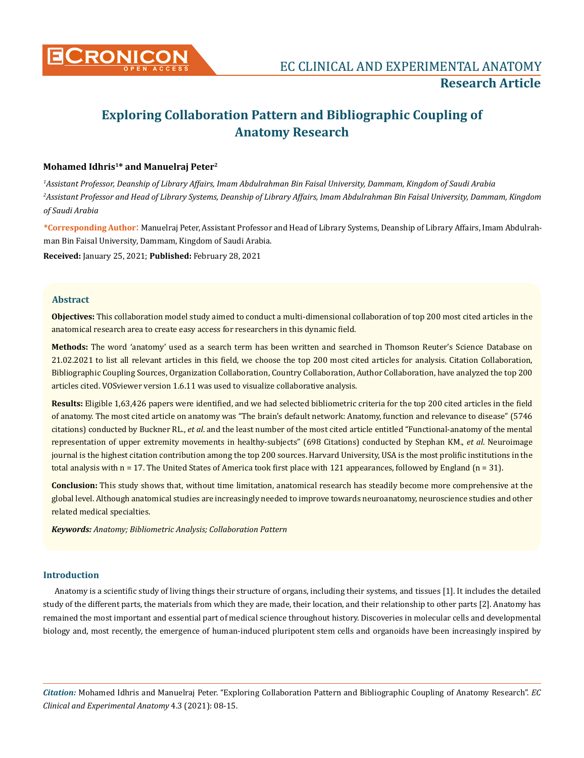# Exploring Collaboration Pattern and Bibliographic Coupling of Anatomy Research

**Mohamed Idhris[1]* and Manuelraj Peter[2]**

*[1]Assistant Professor, Deanship of Library Affairs, Imam Abdulrahman Bin Faisal University, Dammam, Kingdom of Saudi Arabia*

*[2]Assistant Professor and Head of Library Systems, Deanship of Library Affairs, Imam Abdulrahman Bin Faisal University, Dammam, Kingdom of Saudi Arabia*

**\*Corresponding Author:** Manuelraj Peter, Assistant Professor and Head of Library Systems, Deanship of Library Affairs, Imam Abdulrahman Bin Faisal University, Dammam, Kingdom of Saudi Arabia.

**Received:** January 25, 2021; **Published:** February 28, 2021

## Abstract

**Objectives:** This collaboration model study aimed to conduct a multi-dimensional collaboration of top 200 most cited articles in the anatomical research area to create easy access for researchers in this dynamic field.

**Methods:** The word 'anatomy' used as a search term has been written and searched in Thomson Reuter's Science Database on 21.02.2021 to list all relevant articles in this field, we choose the top 200 most cited articles for analysis. Citation Collaboration, Bibliographic Coupling Sources, Organization Collaboration, Country Collaboration, Author Collaboration, have analyzed the top 200 articles cited. VOSviewer version 1.6.11 was used to visualize collaborative analysis.

**Results:** Eligible 1,63,426 papers were identified, and we had selected bibliometric criteria for the top 200 cited articles in the field of anatomy. The most cited article on anatomy was "The brain's default network: Anatomy, function and relevance to disease" (5746 citations) conducted by Buckner RL., *et al*. and the least number of the most cited article entitled "Functional-anatomy of the mental representation of upper extremity movements in healthy-subjects" (698 Citations) conducted by Stephan KM., *et al*. Neuroimage journal is the highest citation contribution among the top 200 sources. Harvard University, USA is the most prolific institutions in the total analysis with n = 17. The United States of America took first place with 121 appearances, followed by England (n = 31).

**Conclusion:** This study shows that, without time limitation, anatomical research has steadily become more comprehensive at the global level. Although anatomical studies are increasingly needed to improve towards neuroanatomy, neuroscience studies and other related medical specialties.

***Keywords:*** *Anatomy; Bibliometric Analysis; Collaboration Pattern*

## Introduction

Anatomy is a scientific study of living things their structure of organs, including their systems, and tissues [1]. It includes the detailed study of the different parts, the materials from which they are made, their location, and their relationship to other parts [2]. Anatomy has remained the most important and essential part of medical science throughout history. Discoveries in molecular cells and developmental biology and, most recently, the emergence of human-induced pluripotent stem cells and organoids have been increasingly inspired by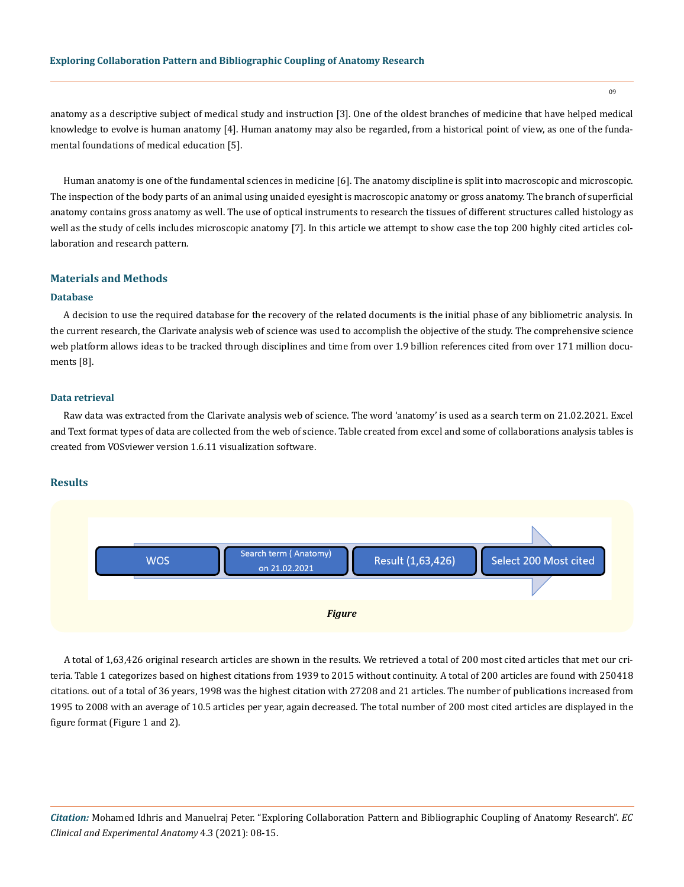anatomy as a descriptive subject of medical study and instruction [3]. One of the oldest branches of medicine that have helped medical knowledge to evolve is human anatomy [4]. Human anatomy may also be regarded, from a historical point of view, as one of the fundamental foundations of medical education [5].

Human anatomy is one of the fundamental sciences in medicine [6]. The anatomy discipline is split into macroscopic and microscopic. The inspection of the body parts of an animal using unaided eyesight is macroscopic anatomy or gross anatomy. The branch of superficial anatomy contains gross anatomy as well. The use of optical instruments to research the tissues of different structures called histology as well as the study of cells includes microscopic anatomy [7]. In this article we attempt to show case the top 200 highly cited articles collaboration and research pattern.

## Materials and Methods

### Database

A decision to use the required database for the recovery of the related documents is the initial phase of any bibliometric analysis. In the current research, the Clarivate analysis web of science was used to accomplish the objective of the study. The comprehensive science web platform allows ideas to be tracked through disciplines and time from over 1.9 billion references cited from over 171 million documents [8].

### Data retrieval

Raw data was extracted from the Clarivate analysis web of science. The word 'anatomy' is used as a search term on 21.02.2021. Excel and Text format types of data are collected from the web of science. Table created from excel and some of collaborations analysis tables is created from VOSviewer version 1.6.11 visualization software.

## Results

WOS → Search term ( Anatomy) on 21.02.2021 → Result (1,63,426) → Select 200 Most cited

*Figure*

A total of 1,63,426 original research articles are shown in the results. We retrieved a total of 200 most cited articles that met our criteria. Table 1 categorizes based on highest citations from 1939 to 2015 without continuity. A total of 200 articles are found with 250418 citations. out of a total of 36 years, 1998 was the highest citation with 27208 and 21 articles. The number of publications increased from 1995 to 2008 with an average of 10.5 articles per year, again decreased. The total number of 200 most cited articles are displayed in the figure format (Figure 1 and 2).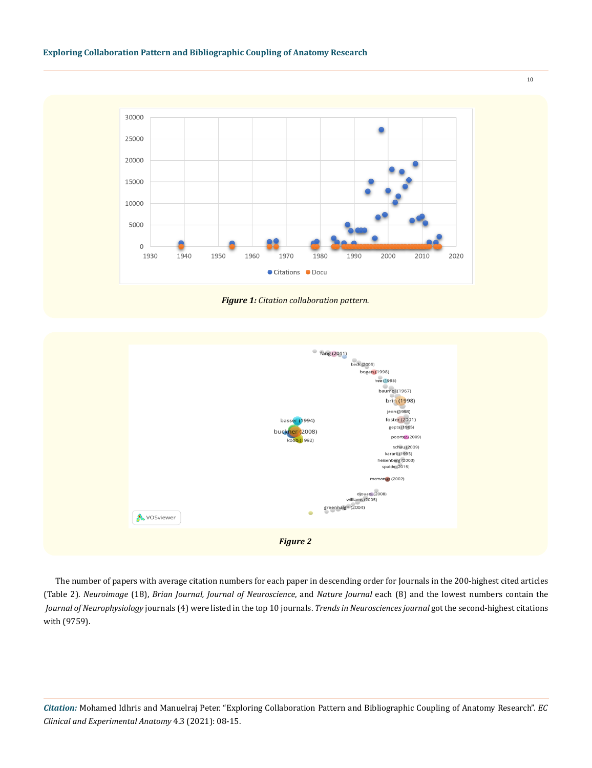*Figure 1: Citation collaboration pattern.*

*Figure 2*

The number of papers with average citation numbers for each paper in descending order for Journals in the 200-highest cited articles (Table 2). *Neuroimage* (18), *Brian Journal, Journal of Neuroscience*, and *Nature Journal* each (8) and the lowest numbers contain the *Journal of Neurophysiology* journals (4) were listed in the top 10 journals. *Trends in Neurosciences journal* got the second-highest citations with (9759).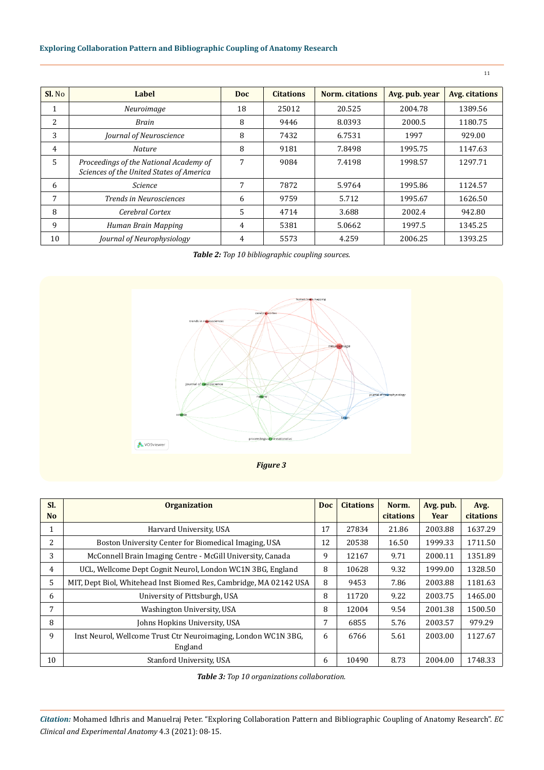| Sl. No | Label | Doc | Citations | Norm. citations | Avg. pub. year | Avg. citations |
|---|---|---|---|---|---|---|
| 1 | *Neuroimage* | 18 | 25012 | 20.525 | 2004.78 | 1389.56 |
| 2 | *Brain* | 8 | 9446 | 8.0393 | 2000.5 | 1180.75 |
| 3 | *Journal of Neuroscience* | 8 | 7432 | 6.7531 | 1997 | 929.00 |
| 4 | *Nature* | 8 | 9181 | 7.8498 | 1995.75 | 1147.63 |
| 5 | *Proceedings of the National Academy of Sciences of the United States of America* | 7 | 9084 | 7.4198 | 1998.57 | 1297.71 |
| 6 | *Science* | 7 | 7872 | 5.9764 | 1995.86 | 1124.57 |
| 7 | *Trends in Neurosciences* | 6 | 9759 | 5.712 | 1995.67 | 1626.50 |
| 8 | *Cerebral Cortex* | 5 | 4714 | 3.688 | 2002.4 | 942.80 |
| 9 | *Human Brain Mapping* | 4 | 5381 | 5.0662 | 1997.5 | 1345.25 |
| 10 | *Journal of Neurophysiology* | 4 | 5573 | 4.259 | 2006.25 | 1393.25 |

***Table 2:*** *Top 10 bibliographic coupling sources.*

***Figure 3***

| Sl. No | Organization | Doc | Citations | Norm. citations | Avg. pub. Year | Avg. citations |
|---|---|---|---|---|---|---|
| 1 | Harvard University, USA | 17 | 27834 | 21.86 | 2003.88 | 1637.29 |
| 2 | Boston University Center for Biomedical Imaging, USA | 12 | 20538 | 16.50 | 1999.33 | 1711.50 |
| 3 | McConnell Brain Imaging Centre - McGill University, Canada | 9 | 12167 | 9.71 | 2000.11 | 1351.89 |
| 4 | UCL, Wellcome Dept Cognit Neurol, London WC1N 3BG, England | 8 | 10628 | 9.32 | 1999.00 | 1328.50 |
| 5 | MIT, Dept Biol, Whitehead Inst Biomed Res, Cambridge, MA 02142 USA | 8 | 9453 | 7.86 | 2003.88 | 1181.63 |
| 6 | University of Pittsburgh, USA | 8 | 11720 | 9.22 | 2003.75 | 1465.00 |
| 7 | Washington University, USA | 8 | 12004 | 9.54 | 2001.38 | 1500.50 |
| 8 | Johns Hopkins University, USA | 7 | 6855 | 5.76 | 2003.57 | 979.29 |
| 9 | Inst Neurol, Wellcome Trust Ctr Neuroimaging, London WC1N 3BG, England | 6 | 6766 | 5.61 | 2003.00 | 1127.67 |
| 10 | Stanford University, USA | 6 | 10490 | 8.73 | 2004.00 | 1748.33 |

***Table 3:*** *Top 10 organizations collaboration.*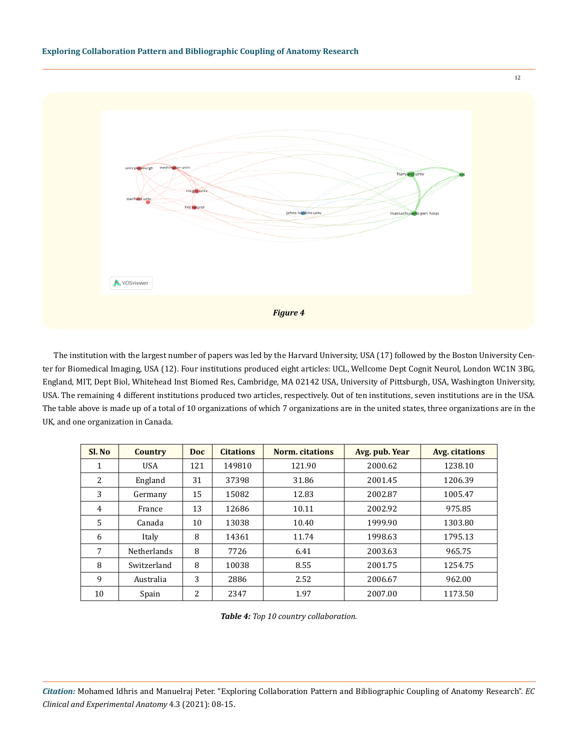*Figure 4*

The institution with the largest number of papers was led by the Harvard University, USA (17) followed by the Boston University Center for Biomedical Imaging, USA (12). Four institutions produced eight articles: UCL, Wellcome Dept Cognit Neurol, London WC1N 3BG, England, MIT, Dept Biol, Whitehead Inst Biomed Res, Cambridge, MA 02142 USA, University of Pittsburgh, USA, Washington University, USA. The remaining 4 different institutions produced two articles, respectively. Out of ten institutions, seven institutions are in the USA. The table above is made up of a total of 10 organizations of which 7 organizations are in the united states, three organizations are in the UK, and one organization in Canada.

| Sl. No | Country | Doc | Citations | Norm. citations | Avg. pub. Year | Avg. citations |
|---|---|---|---|---|---|---|
| 1 | USA | 121 | 149810 | 121.90 | 2000.62 | 1238.10 |
| 2 | England | 31 | 37398 | 31.86 | 2001.45 | 1206.39 |
| 3 | Germany | 15 | 15082 | 12.83 | 2002.87 | 1005.47 |
| 4 | France | 13 | 12686 | 10.11 | 2002.92 | 975.85 |
| 5 | Canada | 10 | 13038 | 10.40 | 1999.90 | 1303.80 |
| 6 | Italy | 8 | 14361 | 11.74 | 1998.63 | 1795.13 |
| 7 | Netherlands | 8 | 7726 | 6.41 | 2003.63 | 965.75 |
| 8 | Switzerland | 8 | 10038 | 8.55 | 2001.75 | 1254.75 |
| 9 | Australia | 3 | 2886 | 2.52 | 2006.67 | 962.00 |
| 10 | Spain | 2 | 2347 | 1.97 | 2007.00 | 1173.50 |

***Table 4:*** *Top 10 country collaboration.*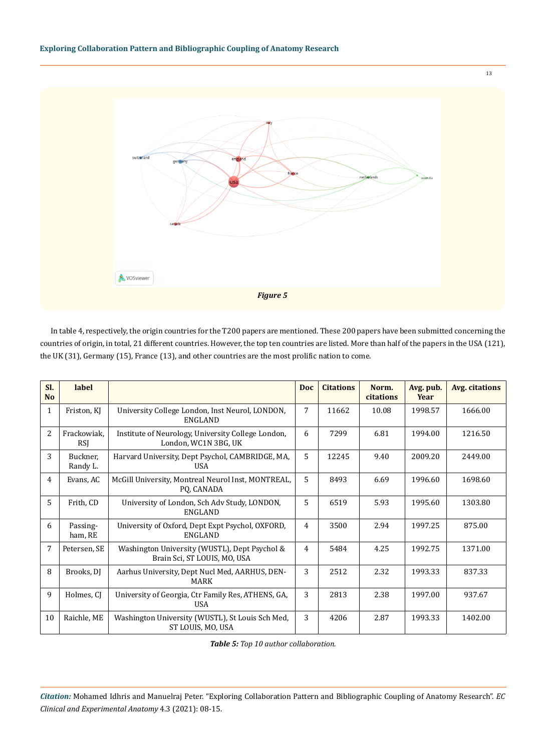*Figure 5*

In table 4, respectively, the origin countries for the T200 papers are mentioned. These 200 papers have been submitted concerning the countries of origin, in total, 21 different countries. However, the top ten countries are listed. More than half of the papers in the USA (121), the UK (31), Germany (15), France (13), and other countries are the most prolific nation to come.

| Sl. No | label | | Doc | Citations | Norm. citations | Avg. pub. Year | Avg. citations |
|---|---|---|---|---|---|---|---|
| 1 | Friston, KJ | University College London, Inst Neurol, LONDON, ENGLAND | 7 | 11662 | 10.08 | 1998.57 | 1666.00 |
| 2 | Frackowiak, RSJ | Institute of Neurology, University College London, London, WC1N 3BG, UK | 6 | 7299 | 6.81 | 1994.00 | 1216.50 |
| 3 | Buckner, Randy L. | Harvard University, Dept Psychol, CAMBRIDGE, MA, USA | 5 | 12245 | 9.40 | 2009.20 | 2449.00 |
| 4 | Evans, AC | McGill University, Montreal Neurol Inst, MONTREAL, PQ, CANADA | 5 | 8493 | 6.69 | 1996.60 | 1698.60 |
| 5 | Frith, CD | University of London, Sch Adv Study, LONDON, ENGLAND | 5 | 6519 | 5.93 | 1995.60 | 1303.80 |
| 6 | Passingham, RE | University of Oxford, Dept Expt Psychol, OXFORD, ENGLAND | 4 | 3500 | 2.94 | 1997.25 | 875.00 |
| 7 | Petersen, SE | Washington University (WUSTL), Dept Psychol & Brain Sci, ST LOUIS, MO, USA | 4 | 5484 | 4.25 | 1992.75 | 1371.00 |
| 8 | Brooks, DJ | Aarhus University, Dept Nucl Med, AARHUS, DENMARK | 3 | 2512 | 2.32 | 1993.33 | 837.33 |
| 9 | Holmes, CJ | University of Georgia, Ctr Family Res, ATHENS, GA, USA | 3 | 2813 | 2.38 | 1997.00 | 937.67 |
| 10 | Raichle, ME | Washington University (WUSTL), St Louis Sch Med, ST LOUIS, MO, USA | 3 | 4206 | 2.87 | 1993.33 | 1402.00 |

***Table 5:** Top 10 author collaboration.*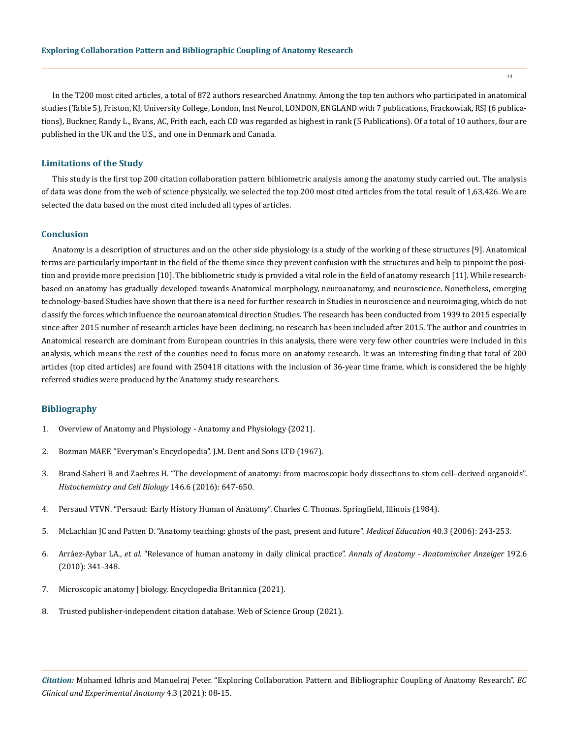In the T200 most cited articles, a total of 872 authors researched Anatomy. Among the top ten authors who participated in anatomical studies (Table 5), Friston, KJ, University College, London, Inst Neurol, LONDON, ENGLAND with 7 publications, Frackowiak, RSJ (6 publications), Buckner, Randy L., Evans, AC, Frith each, each CD was regarded as highest in rank (5 Publications). Of a total of 10 authors, four are published in the UK and the U.S., and one in Denmark and Canada.

## Limitations of the Study

This study is the first top 200 citation collaboration pattern bibliometric analysis among the anatomy study carried out. The analysis of data was done from the web of science physically, we selected the top 200 most cited articles from the total result of 1,63,426. We are selected the data based on the most cited included all types of articles.

## Conclusion

Anatomy is a description of structures and on the other side physiology is a study of the working of these structures [9]. Anatomical terms are particularly important in the field of the theme since they prevent confusion with the structures and help to pinpoint the position and provide more precision [10]. The bibliometric study is provided a vital role in the field of anatomy research [11]. While research-based on anatomy has gradually developed towards Anatomical morphology, neuroanatomy, and neuroscience. Nonetheless, emerging technology-based Studies have shown that there is a need for further research in Studies in neuroscience and neuroimaging, which do not classify the forces which influence the neuroanatomical direction Studies. The research has been conducted from 1939 to 2015 especially since after 2015 number of research articles have been declining, no research has been included after 2015. The author and countries in Anatomical research are dominant from European countries in this analysis, there were very few other countries were included in this analysis, which means the rest of the counties need to focus more on anatomy research. It was an interesting finding that total of 200 articles (top cited articles) are found with 250418 citations with the inclusion of 36-year time frame, which is considered the be highly referred studies were produced by the Anatomy study researchers.

## Bibliography

1. Overview of Anatomy and Physiology - Anatomy and Physiology (2021).
2. Bozman MAEF. "Everyman's Encyclopedia". J.M. Dent and Sons LTD (1967).
3. Brand-Saberi B and Zaehres H. "The development of anatomy: from macroscopic body dissections to stem cell–derived organoids". *Histochemistry and Cell Biology* 146.6 (2016): 647-650.
4. Persaud VTVN. "Persaud: Early History Human of Anatomy". Charles C. Thomas. Springfield, Illinois (1984).
5. McLachlan JC and Patten D. "Anatomy teaching: ghosts of the past, present and future". *Medical Education* 40.3 (2006): 243-253.
6. Arráez-Aybar LA., *et al*. "Relevance of human anatomy in daily clinical practice". *Annals of Anatomy - Anatomischer Anzeiger* 192.6 (2010): 341-348.
7. Microscopic anatomy | biology. Encyclopedia Britannica (2021).
8. Trusted publisher-independent citation database. Web of Science Group (2021).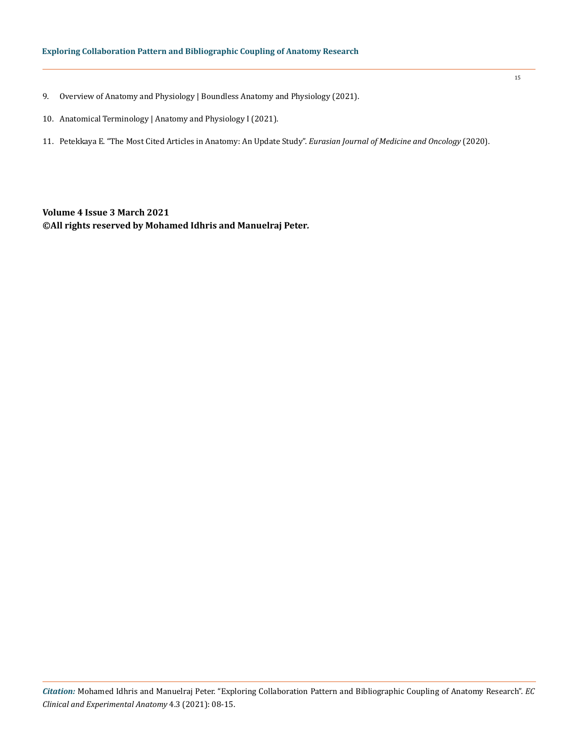9. Overview of Anatomy and Physiology | Boundless Anatomy and Physiology (2021).

10. Anatomical Terminology | Anatomy and Physiology I (2021).

11. Petekkaya E. "The Most Cited Articles in Anatomy: An Update Study". *Eurasian Journal of Medicine and Oncology* (2020).

**Volume 4 Issue 3 March 2021**
**©All rights reserved by Mohamed Idhris and Manuelraj Peter.**